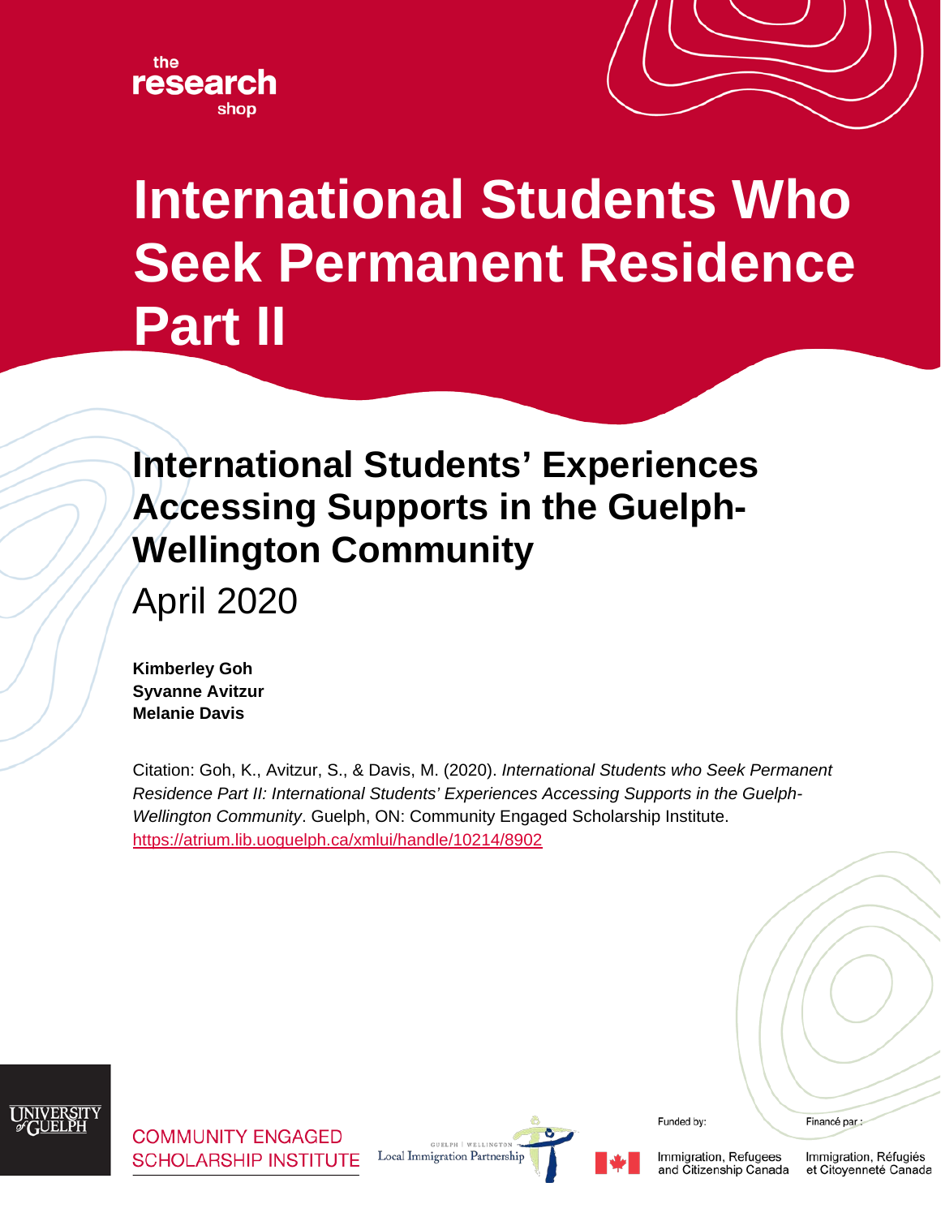the research shop

# International Students Who Seek Permanent Residence Part II

## International Students' Experiences Accessing Supports in the Guelph-Wellington Community

April 2020

**Kimberley Goh**
**Syvanne Avitzur**
**Melanie Davis**

Citation: Goh, K., Avitzur, S., & Davis, M. (2020). *International Students who Seek Permanent Residence Part II: International Students' Experiences Accessing Supports in the Guelph-Wellington Community*. Guelph, ON: Community Engaged Scholarship Institute. https://atrium.lib.uoguelph.ca/xmlui/handle/10214/8902

University of Guelph

COMMUNITY ENGAGED SCHOLARSHIP INSTITUTE

Guelph | Wellington Local Immigration Partnership

Funded by: Immigration, Refugees and Citizenship Canada

Financé par : Immigration, Réfugiés et Citoyenneté Canada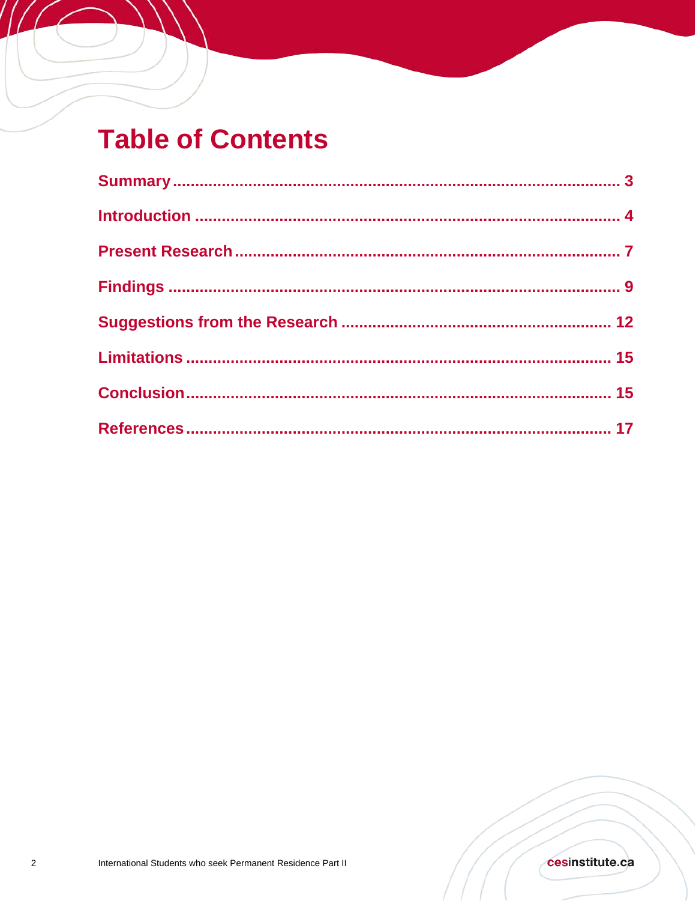# Table of Contents

Summary ........................................................................................................ 3

Introduction .................................................................................................. 4

Present Research .......................................................................................... 7

Findings ........................................................................................................ 9

Suggestions from the Research .................................................................. 12

Limitations .................................................................................................. 15

Conclusion ................................................................................................... 15

References ................................................................................................... 17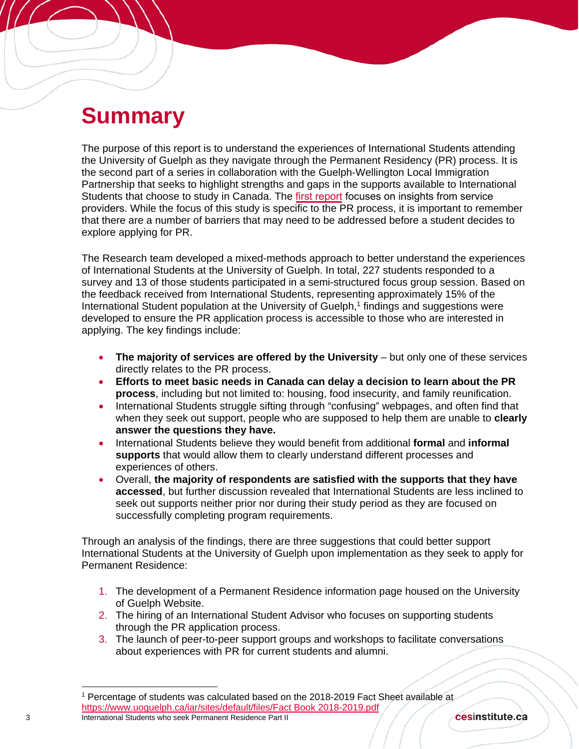# Summary

The purpose of this report is to understand the experiences of International Students attending the University of Guelph as they navigate through the Permanent Residency (PR) process. It is the second part of a series in collaboration with the Guelph-Wellington Local Immigration Partnership that seeks to highlight strengths and gaps in the supports available to International Students that choose to study in Canada. The first report focuses on insights from service providers. While the focus of this study is specific to the PR process, it is important to remember that there are a number of barriers that may need to be addressed before a student decides to explore applying for PR.

The Research team developed a mixed-methods approach to better understand the experiences of International Students at the University of Guelph. In total, 227 students responded to a survey and 13 of those students participated in a semi-structured focus group session. Based on the feedback received from International Students, representing approximately 15% of the International Student population at the University of Guelph,[1] findings and suggestions were developed to ensure the PR application process is accessible to those who are interested in applying. The key findings include:

- **The majority of services are offered by the University** – but only one of these services directly relates to the PR process.
- **Efforts to meet basic needs in Canada can delay a decision to learn about the PR process**, including but not limited to: housing, food insecurity, and family reunification.
- International Students struggle sifting through "confusing" webpages, and often find that when they seek out support, people who are supposed to help them are unable to **clearly answer the questions they have.**
- International Students believe they would benefit from additional **formal** and **informal supports** that would allow them to clearly understand different processes and experiences of others.
- Overall, **the majority of respondents are satisfied with the supports that they have accessed**, but further discussion revealed that International Students are less inclined to seek out supports neither prior nor during their study period as they are focused on successfully completing program requirements.

Through an analysis of the findings, there are three suggestions that could better support International Students at the University of Guelph upon implementation as they seek to apply for Permanent Residence:

1. The development of a Permanent Residence information page housed on the University of Guelph Website.
2. The hiring of an International Student Advisor who focuses on supporting students through the PR application process.
3. The launch of peer-to-peer support groups and workshops to facilitate conversations about experiences with PR for current students and alumni.

[1] Percentage of students was calculated based on the 2018-2019 Fact Sheet available at https://www.uoguelph.ca/iar/sites/default/files/Fact Book 2018-2019.pdf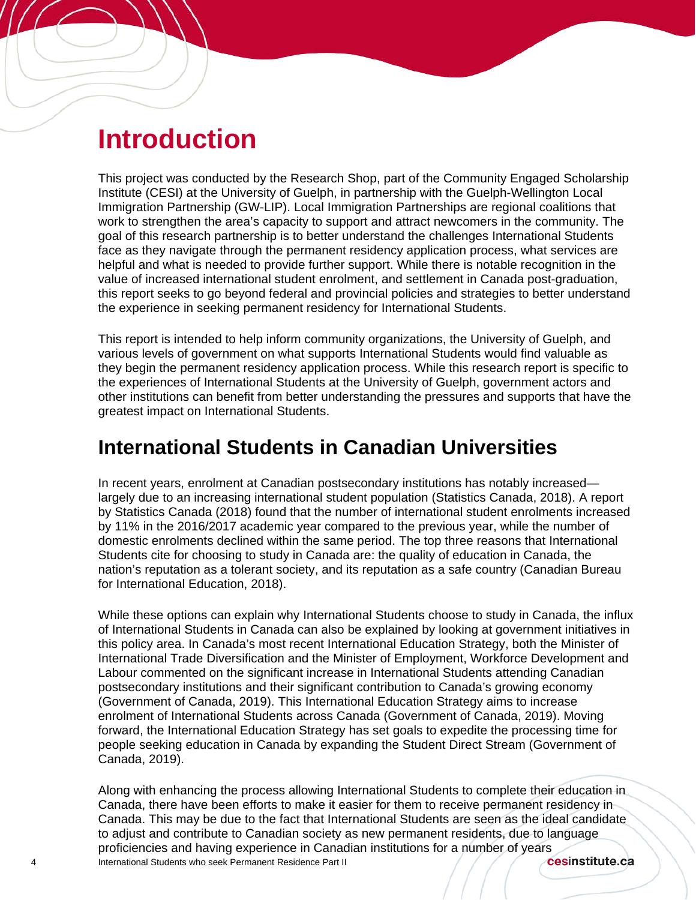# Introduction

This project was conducted by the Research Shop, part of the Community Engaged Scholarship Institute (CESI) at the University of Guelph, in partnership with the Guelph-Wellington Local Immigration Partnership (GW-LIP). Local Immigration Partnerships are regional coalitions that work to strengthen the area's capacity to support and attract newcomers in the community. The goal of this research partnership is to better understand the challenges International Students face as they navigate through the permanent residency application process, what services are helpful and what is needed to provide further support. While there is notable recognition in the value of increased international student enrolment, and settlement in Canada post-graduation, this report seeks to go beyond federal and provincial policies and strategies to better understand the experience in seeking permanent residency for International Students.

This report is intended to help inform community organizations, the University of Guelph, and various levels of government on what supports International Students would find valuable as they begin the permanent residency application process. While this research report is specific to the experiences of International Students at the University of Guelph, government actors and other institutions can benefit from better understanding the pressures and supports that have the greatest impact on International Students.

## International Students in Canadian Universities

In recent years, enrolment at Canadian postsecondary institutions has notably increased—largely due to an increasing international student population (Statistics Canada, 2018). A report by Statistics Canada (2018) found that the number of international student enrolments increased by 11% in the 2016/2017 academic year compared to the previous year, while the number of domestic enrolments declined within the same period. The top three reasons that International Students cite for choosing to study in Canada are: the quality of education in Canada, the nation's reputation as a tolerant society, and its reputation as a safe country (Canadian Bureau for International Education, 2018).

While these options can explain why International Students choose to study in Canada, the influx of International Students in Canada can also be explained by looking at government initiatives in this policy area. In Canada's most recent International Education Strategy, both the Minister of International Trade Diversification and the Minister of Employment, Workforce Development and Labour commented on the significant increase in International Students attending Canadian postsecondary institutions and their significant contribution to Canada's growing economy (Government of Canada, 2019). This International Education Strategy aims to increase enrolment of International Students across Canada (Government of Canada, 2019). Moving forward, the International Education Strategy has set goals to expedite the processing time for people seeking education in Canada by expanding the Student Direct Stream (Government of Canada, 2019).

Along with enhancing the process allowing International Students to complete their education in Canada, there have been efforts to make it easier for them to receive permanent residency in Canada. This may be due to the fact that International Students are seen as the ideal candidate to adjust and contribute to Canadian society as new permanent residents, due to language proficiencies and having experience in Canadian institutions for a number of years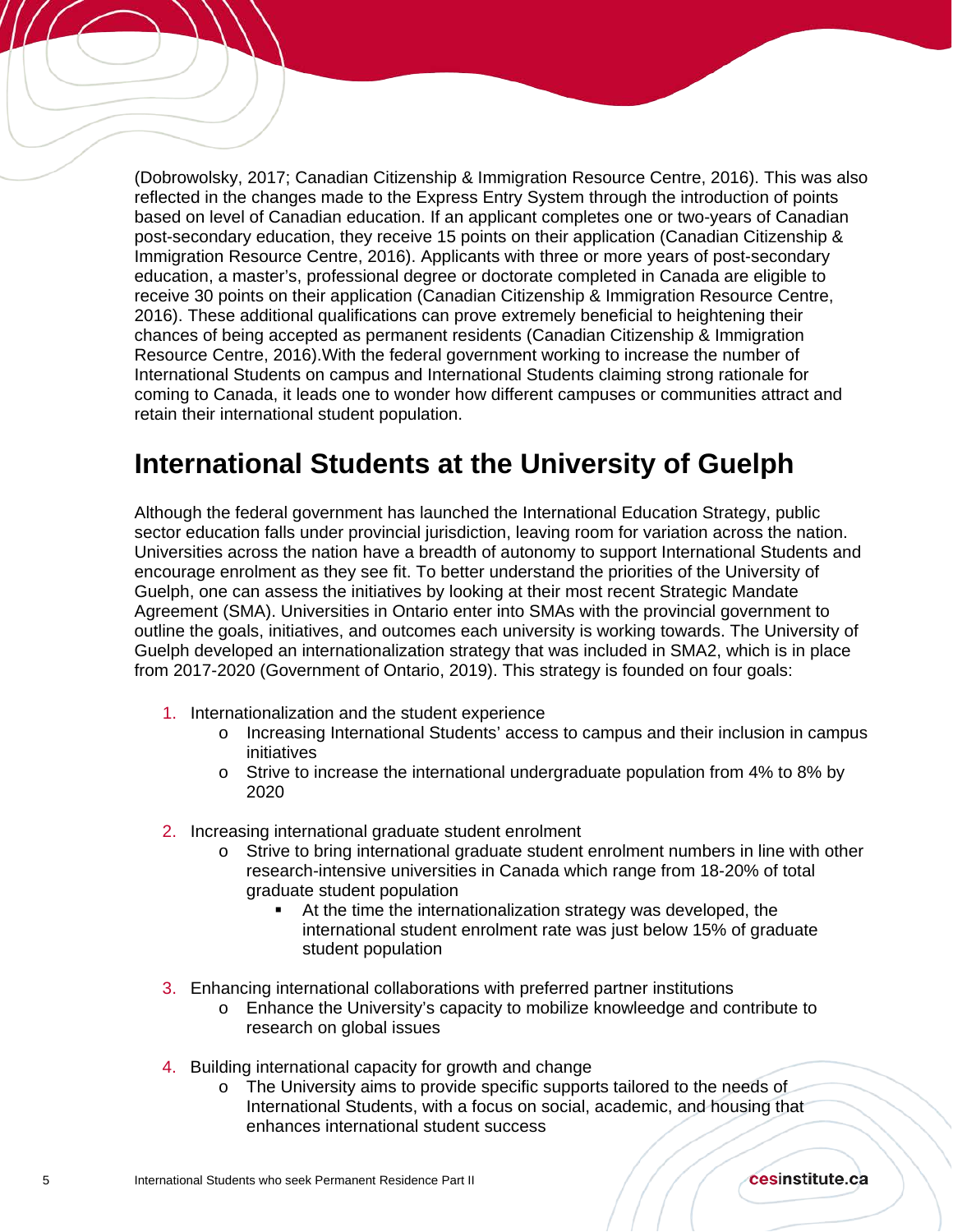(Dobrowolsky, 2017; Canadian Citizenship & Immigration Resource Centre, 2016). This was also reflected in the changes made to the Express Entry System through the introduction of points based on level of Canadian education. If an applicant completes one or two-years of Canadian post-secondary education, they receive 15 points on their application (Canadian Citizenship & Immigration Resource Centre, 2016). Applicants with three or more years of post-secondary education, a master's, professional degree or doctorate completed in Canada are eligible to receive 30 points on their application (Canadian Citizenship & Immigration Resource Centre, 2016). These additional qualifications can prove extremely beneficial to heightening their chances of being accepted as permanent residents (Canadian Citizenship & Immigration Resource Centre, 2016).With the federal government working to increase the number of International Students on campus and International Students claiming strong rationale for coming to Canada, it leads one to wonder how different campuses or communities attract and retain their international student population.

## International Students at the University of Guelph

Although the federal government has launched the International Education Strategy, public sector education falls under provincial jurisdiction, leaving room for variation across the nation. Universities across the nation have a breadth of autonomy to support International Students and encourage enrolment as they see fit. To better understand the priorities of the University of Guelph, one can assess the initiatives by looking at their most recent Strategic Mandate Agreement (SMA). Universities in Ontario enter into SMAs with the provincial government to outline the goals, initiatives, and outcomes each university is working towards. The University of Guelph developed an internationalization strategy that was included in SMA2, which is in place from 2017-2020 (Government of Ontario, 2019). This strategy is founded on four goals:

1. Internationalization and the student experience
    - Increasing International Students' access to campus and their inclusion in campus initiatives
    - Strive to increase the international undergraduate population from 4% to 8% by 2020
2. Increasing international graduate student enrolment
    - Strive to bring international graduate student enrolment numbers in line with other research-intensive universities in Canada which range from 18-20% of total graduate student population
        - At the time the internationalization strategy was developed, the international student enrolment rate was just below 15% of graduate student population
3. Enhancing international collaborations with preferred partner institutions
    - Enhance the University's capacity to mobilize knowleedge and contribute to research on global issues
4. Building international capacity for growth and change
    - The University aims to provide specific supports tailored to the needs of International Students, with a focus on social, academic, and housing that enhances international student success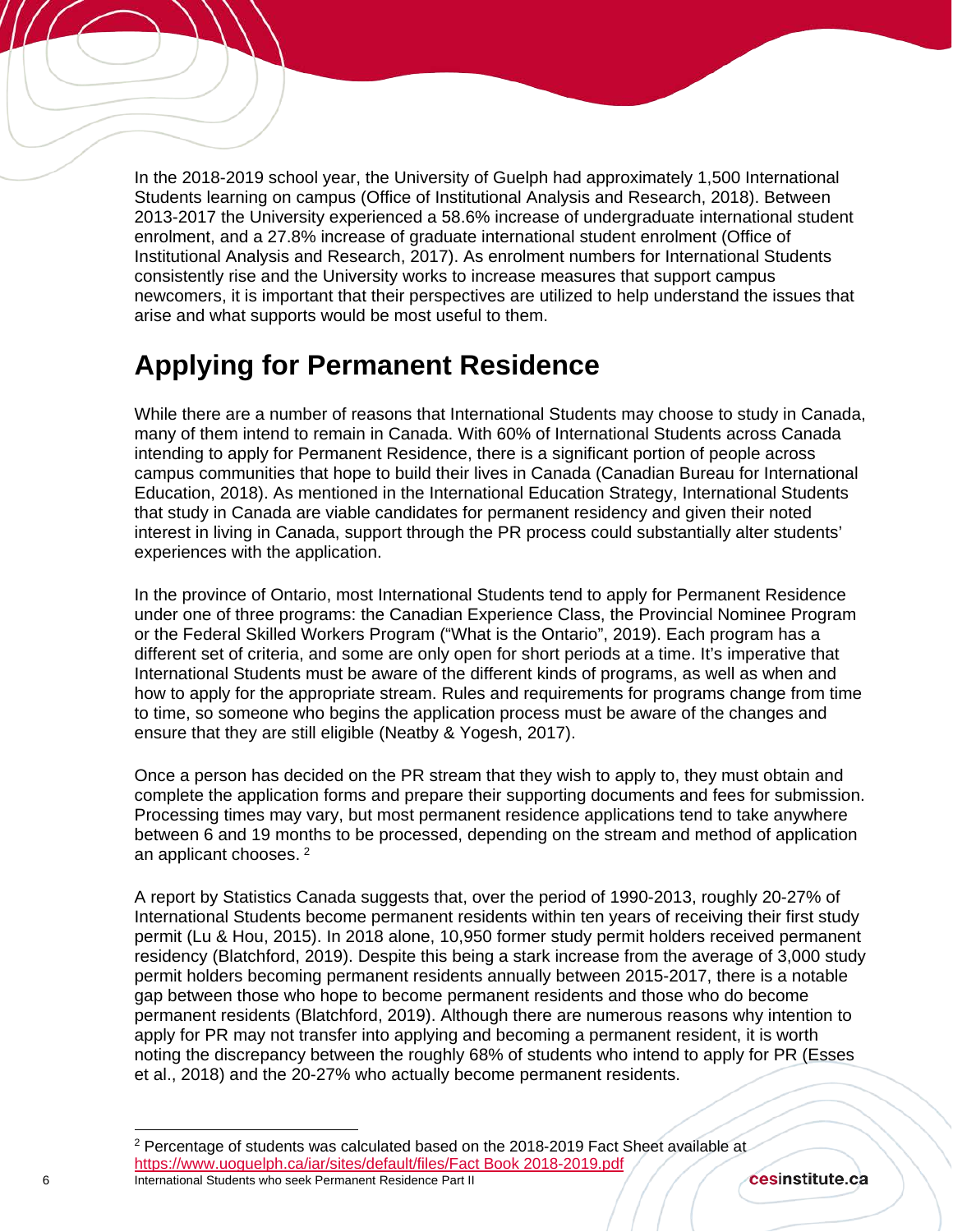In the 2018-2019 school year, the University of Guelph had approximately 1,500 International Students learning on campus (Office of Institutional Analysis and Research, 2018). Between 2013-2017 the University experienced a 58.6% increase of undergraduate international student enrolment, and a 27.8% increase of graduate international student enrolment (Office of Institutional Analysis and Research, 2017). As enrolment numbers for International Students consistently rise and the University works to increase measures that support campus newcomers, it is important that their perspectives are utilized to help understand the issues that arise and what supports would be most useful to them.

## Applying for Permanent Residence

While there are a number of reasons that International Students may choose to study in Canada, many of them intend to remain in Canada. With 60% of International Students across Canada intending to apply for Permanent Residence, there is a significant portion of people across campus communities that hope to build their lives in Canada (Canadian Bureau for International Education, 2018). As mentioned in the International Education Strategy, International Students that study in Canada are viable candidates for permanent residency and given their noted interest in living in Canada, support through the PR process could substantially alter students' experiences with the application.

In the province of Ontario, most International Students tend to apply for Permanent Residence under one of three programs: the Canadian Experience Class, the Provincial Nominee Program or the Federal Skilled Workers Program ("What is the Ontario", 2019). Each program has a different set of criteria, and some are only open for short periods at a time. It's imperative that International Students must be aware of the different kinds of programs, as well as when and how to apply for the appropriate stream. Rules and requirements for programs change from time to time, so someone who begins the application process must be aware of the changes and ensure that they are still eligible (Neatby & Yogesh, 2017).

Once a person has decided on the PR stream that they wish to apply to, they must obtain and complete the application forms and prepare their supporting documents and fees for submission. Processing times may vary, but most permanent residence applications tend to take anywhere between 6 and 19 months to be processed, depending on the stream and method of application an applicant chooses. [2]

A report by Statistics Canada suggests that, over the period of 1990-2013, roughly 20-27% of International Students become permanent residents within ten years of receiving their first study permit (Lu & Hou, 2015). In 2018 alone, 10,950 former study permit holders received permanent residency (Blatchford, 2019). Despite this being a stark increase from the average of 3,000 study permit holders becoming permanent residents annually between 2015-2017, there is a notable gap between those who hope to become permanent residents and those who do become permanent residents (Blatchford, 2019). Although there are numerous reasons why intention to apply for PR may not transfer into applying and becoming a permanent resident, it is worth noting the discrepancy between the roughly 68% of students who intend to apply for PR (Esses et al., 2018) and the 20-27% who actually become permanent residents.

[2] Percentage of students was calculated based on the 2018-2019 Fact Sheet available at https://www.uoguelph.ca/iar/sites/default/files/Fact Book 2018-2019.pdf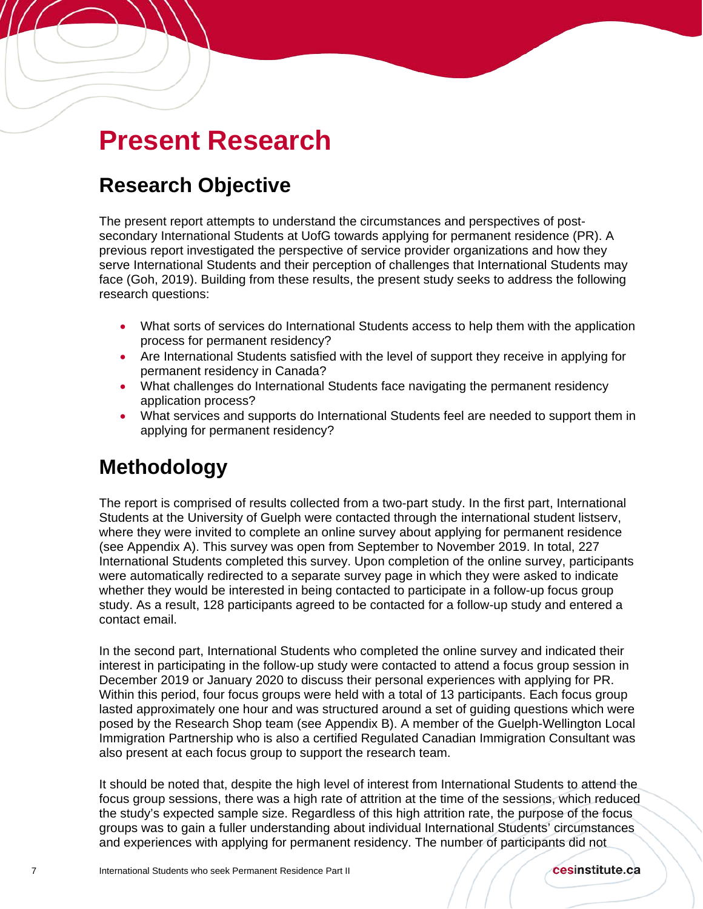# Present Research

## Research Objective

The present report attempts to understand the circumstances and perspectives of post-secondary International Students at UofG towards applying for permanent residence (PR). A previous report investigated the perspective of service provider organizations and how they serve International Students and their perception of challenges that International Students may face (Goh, 2019). Building from these results, the present study seeks to address the following research questions:

- What sorts of services do International Students access to help them with the application process for permanent residency?
- Are International Students satisfied with the level of support they receive in applying for permanent residency in Canada?
- What challenges do International Students face navigating the permanent residency application process?
- What services and supports do International Students feel are needed to support them in applying for permanent residency?

## Methodology

The report is comprised of results collected from a two-part study. In the first part, International Students at the University of Guelph were contacted through the international student listserv, where they were invited to complete an online survey about applying for permanent residence (see Appendix A). This survey was open from September to November 2019. In total, 227 International Students completed this survey. Upon completion of the online survey, participants were automatically redirected to a separate survey page in which they were asked to indicate whether they would be interested in being contacted to participate in a follow-up focus group study. As a result, 128 participants agreed to be contacted for a follow-up study and entered a contact email.

In the second part, International Students who completed the online survey and indicated their interest in participating in the follow-up study were contacted to attend a focus group session in December 2019 or January 2020 to discuss their personal experiences with applying for PR. Within this period, four focus groups were held with a total of 13 participants. Each focus group lasted approximately one hour and was structured around a set of guiding questions which were posed by the Research Shop team (see Appendix B). A member of the Guelph-Wellington Local Immigration Partnership who is also a certified Regulated Canadian Immigration Consultant was also present at each focus group to support the research team.

It should be noted that, despite the high level of interest from International Students to attend the focus group sessions, there was a high rate of attrition at the time of the sessions, which reduced the study's expected sample size. Regardless of this high attrition rate, the purpose of the focus groups was to gain a fuller understanding about individual International Students' circumstances and experiences with applying for permanent residency. The number of participants did not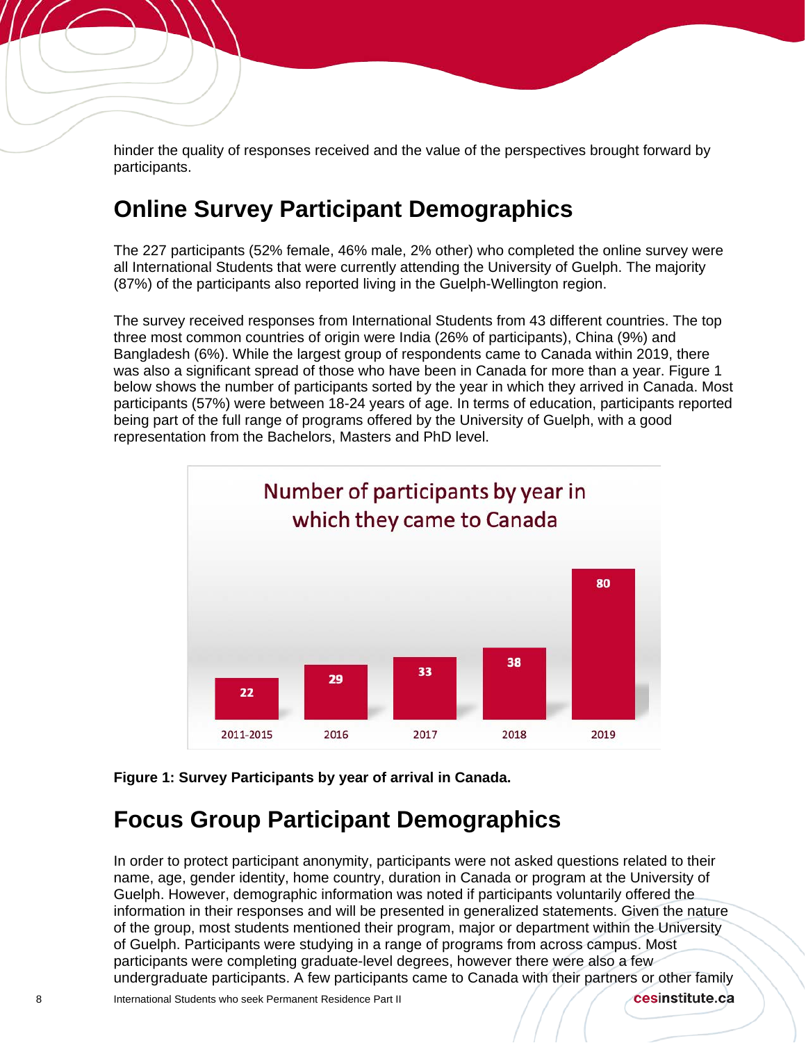hinder the quality of responses received and the value of the perspectives brought forward by participants.

## Online Survey Participant Demographics

The 227 participants (52% female, 46% male, 2% other) who completed the online survey were all International Students that were currently attending the University of Guelph. The majority (87%) of the participants also reported living in the Guelph-Wellington region.

The survey received responses from International Students from 43 different countries. The top three most common countries of origin were India (26% of participants), China (9%) and Bangladesh (6%). While the largest group of respondents came to Canada within 2019, there was also a significant spread of those who have been in Canada for more than a year. Figure 1 below shows the number of participants sorted by the year in which they arrived in Canada. Most participants (57%) were between 18-24 years of age. In terms of education, participants reported being part of the full range of programs offered by the University of Guelph, with a good representation from the Bachelors, Masters and PhD level.

Number of participants by year in which they came to Canada

| Year | Participants |
|---|---|
| 2011-2015 | 22 |
| 2016 | 29 |
| 2017 | 33 |
| 2018 | 38 |
| 2019 | 80 |

**Figure 1: Survey Participants by year of arrival in Canada.**

## Focus Group Participant Demographics

In order to protect participant anonymity, participants were not asked questions related to their name, age, gender identity, home country, duration in Canada or program at the University of Guelph. However, demographic information was noted if participants voluntarily offered the information in their responses and will be presented in generalized statements. Given the nature of the group, most students mentioned their program, major or department within the University of Guelph. Participants were studying in a range of programs from across campus. Most participants were completing graduate-level degrees, however there were also a few undergraduate participants. A few participants came to Canada with their partners or other family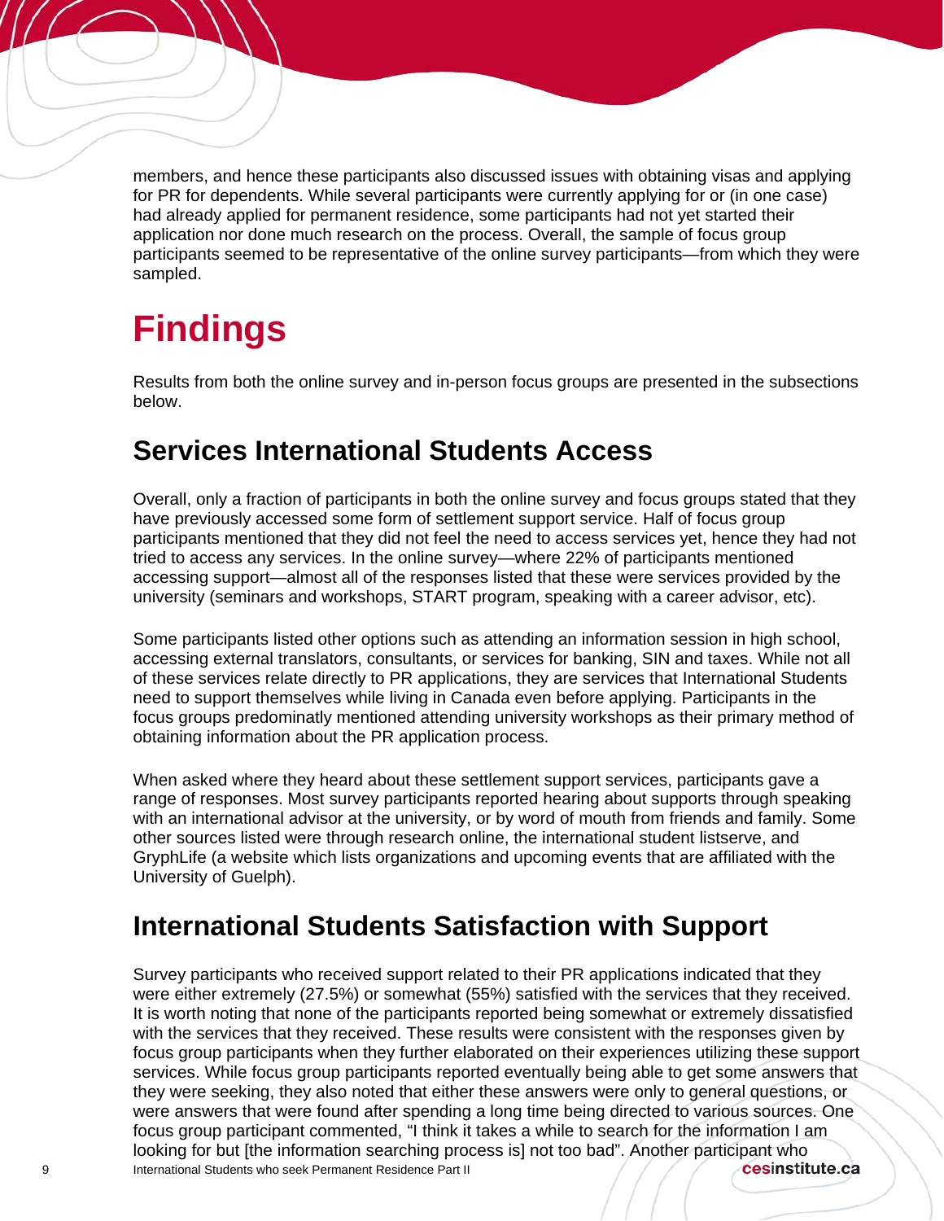members, and hence these participants also discussed issues with obtaining visas and applying for PR for dependents. While several participants were currently applying for or (in one case) had already applied for permanent residence, some participants had not yet started their application nor done much research on the process. Overall, the sample of focus group participants seemed to be representative of the online survey participants—from which they were sampled.

# Findings

Results from both the online survey and in-person focus groups are presented in the subsections below.

## Services International Students Access

Overall, only a fraction of participants in both the online survey and focus groups stated that they have previously accessed some form of settlement support service. Half of focus group participants mentioned that they did not feel the need to access services yet, hence they had not tried to access any services. In the online survey—where 22% of participants mentioned accessing support—almost all of the responses listed that these were services provided by the university (seminars and workshops, START program, speaking with a career advisor, etc).

Some participants listed other options such as attending an information session in high school, accessing external translators, consultants, or services for banking, SIN and taxes. While not all of these services relate directly to PR applications, they are services that International Students need to support themselves while living in Canada even before applying. Participants in the focus groups predominatly mentioned attending university workshops as their primary method of obtaining information about the PR application process.

When asked where they heard about these settlement support services, participants gave a range of responses. Most survey participants reported hearing about supports through speaking with an international advisor at the university, or by word of mouth from friends and family. Some other sources listed were through research online, the international student listserve, and GryphLife (a website which lists organizations and upcoming events that are affiliated with the University of Guelph).

## International Students Satisfaction with Support

Survey participants who received support related to their PR applications indicated that they were either extremely (27.5%) or somewhat (55%) satisfied with the services that they received. It is worth noting that none of the participants reported being somewhat or extremely dissatisfied with the services that they received. These results were consistent with the responses given by focus group participants when they further elaborated on their experiences utilizing these support services. While focus group participants reported eventually being able to get some answers that they were seeking, they also noted that either these answers were only to general questions, or were answers that were found after spending a long time being directed to various sources. One focus group participant commented, "I think it takes a while to search for the information I am looking for but [the information searching process is] not too bad". Another participant who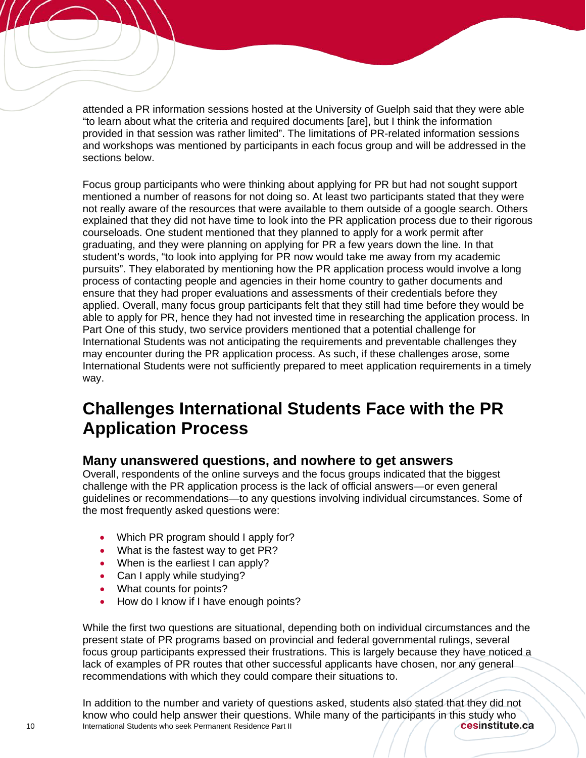attended a PR information sessions hosted at the University of Guelph said that they were able "to learn about what the criteria and required documents [are], but I think the information provided in that session was rather limited". The limitations of PR-related information sessions and workshops was mentioned by participants in each focus group and will be addressed in the sections below.

Focus group participants who were thinking about applying for PR but had not sought support mentioned a number of reasons for not doing so. At least two participants stated that they were not really aware of the resources that were available to them outside of a google search. Others explained that they did not have time to look into the PR application process due to their rigorous courseloads. One student mentioned that they planned to apply for a work permit after graduating, and they were planning on applying for PR a few years down the line. In that student's words, "to look into applying for PR now would take me away from my academic pursuits". They elaborated by mentioning how the PR application process would involve a long process of contacting people and agencies in their home country to gather documents and ensure that they had proper evaluations and assessments of their credentials before they applied. Overall, many focus group participants felt that they still had time before they would be able to apply for PR, hence they had not invested time in researching the application process. In Part One of this study, two service providers mentioned that a potential challenge for International Students was not anticipating the requirements and preventable challenges they may encounter during the PR application process. As such, if these challenges arose, some International Students were not sufficiently prepared to meet application requirements in a timely way.

# Challenges International Students Face with the PR Application Process

## Many unanswered questions, and nowhere to get answers

Overall, respondents of the online surveys and the focus groups indicated that the biggest challenge with the PR application process is the lack of official answers—or even general guidelines or recommendations—to any questions involving individual circumstances. Some of the most frequently asked questions were:

- Which PR program should I apply for?
- What is the fastest way to get PR?
- When is the earliest I can apply?
- Can I apply while studying?
- What counts for points?
- How do I know if I have enough points?

While the first two questions are situational, depending both on individual circumstances and the present state of PR programs based on provincial and federal governmental rulings, several focus group participants expressed their frustrations. This is largely because they have noticed a lack of examples of PR routes that other successful applicants have chosen, nor any general recommendations with which they could compare their situations to.

In addition to the number and variety of questions asked, students also stated that they did not know who could help answer their questions. While many of the participants in this study who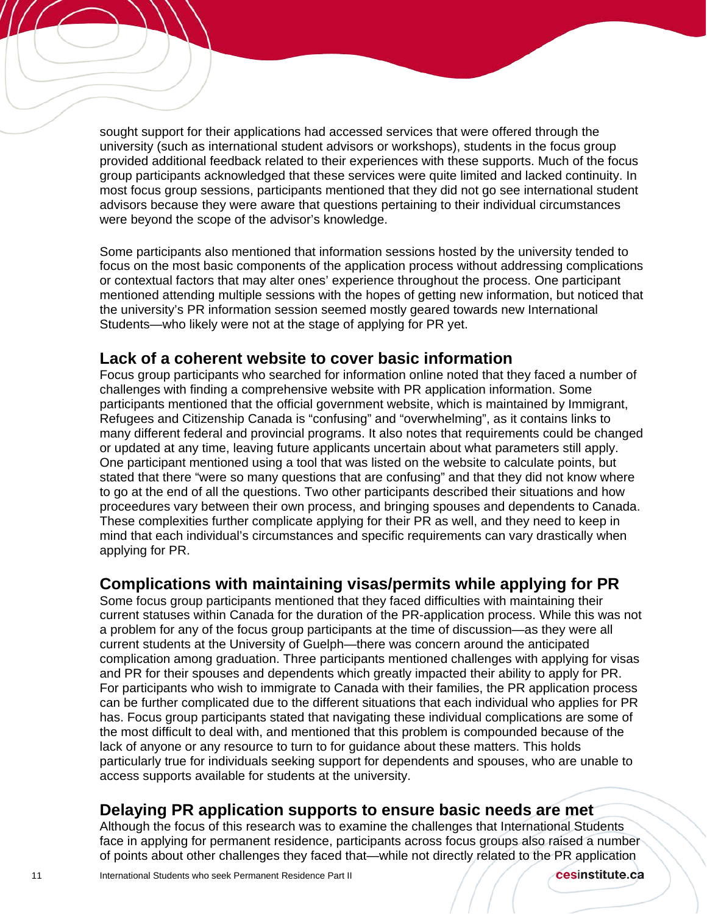sought support for their applications had accessed services that were offered through the university (such as international student advisors or workshops), students in the focus group provided additional feedback related to their experiences with these supports. Much of the focus group participants acknowledged that these services were quite limited and lacked continuity. In most focus group sessions, participants mentioned that they did not go see international student advisors because they were aware that questions pertaining to their individual circumstances were beyond the scope of the advisor's knowledge.

Some participants also mentioned that information sessions hosted by the university tended to focus on the most basic components of the application process without addressing complications or contextual factors that may alter ones' experience throughout the process. One participant mentioned attending multiple sessions with the hopes of getting new information, but noticed that the university's PR information session seemed mostly geared towards new International Students—who likely were not at the stage of applying for PR yet.

## Lack of a coherent website to cover basic information

Focus group participants who searched for information online noted that they faced a number of challenges with finding a comprehensive website with PR application information. Some participants mentioned that the official government website, which is maintained by Immigrant, Refugees and Citizenship Canada is "confusing" and "overwhelming", as it contains links to many different federal and provincial programs. It also notes that requirements could be changed or updated at any time, leaving future applicants uncertain about what parameters still apply. One participant mentioned using a tool that was listed on the website to calculate points, but stated that there "were so many questions that are confusing" and that they did not know where to go at the end of all the questions. Two other participants described their situations and how proceedures vary between their own process, and bringing spouses and dependents to Canada. These complexities further complicate applying for their PR as well, and they need to keep in mind that each individual's circumstances and specific requirements can vary drastically when applying for PR.

## Complications with maintaining visas/permits while applying for PR

Some focus group participants mentioned that they faced difficulties with maintaining their current statuses within Canada for the duration of the PR-application process. While this was not a problem for any of the focus group participants at the time of discussion—as they were all current students at the University of Guelph—there was concern around the anticipated complication among graduation. Three participants mentioned challenges with applying for visas and PR for their spouses and dependents which greatly impacted their ability to apply for PR. For participants who wish to immigrate to Canada with their families, the PR application process can be further complicated due to the different situations that each individual who applies for PR has. Focus group participants stated that navigating these individual complications are some of the most difficult to deal with, and mentioned that this problem is compounded because of the lack of anyone or any resource to turn to for guidance about these matters. This holds particularly true for individuals seeking support for dependents and spouses, who are unable to access supports available for students at the university.

## Delaying PR application supports to ensure basic needs are met

Although the focus of this research was to examine the challenges that International Students face in applying for permanent residence, participants across focus groups also raised a number of points about other challenges they faced that—while not directly related to the PR application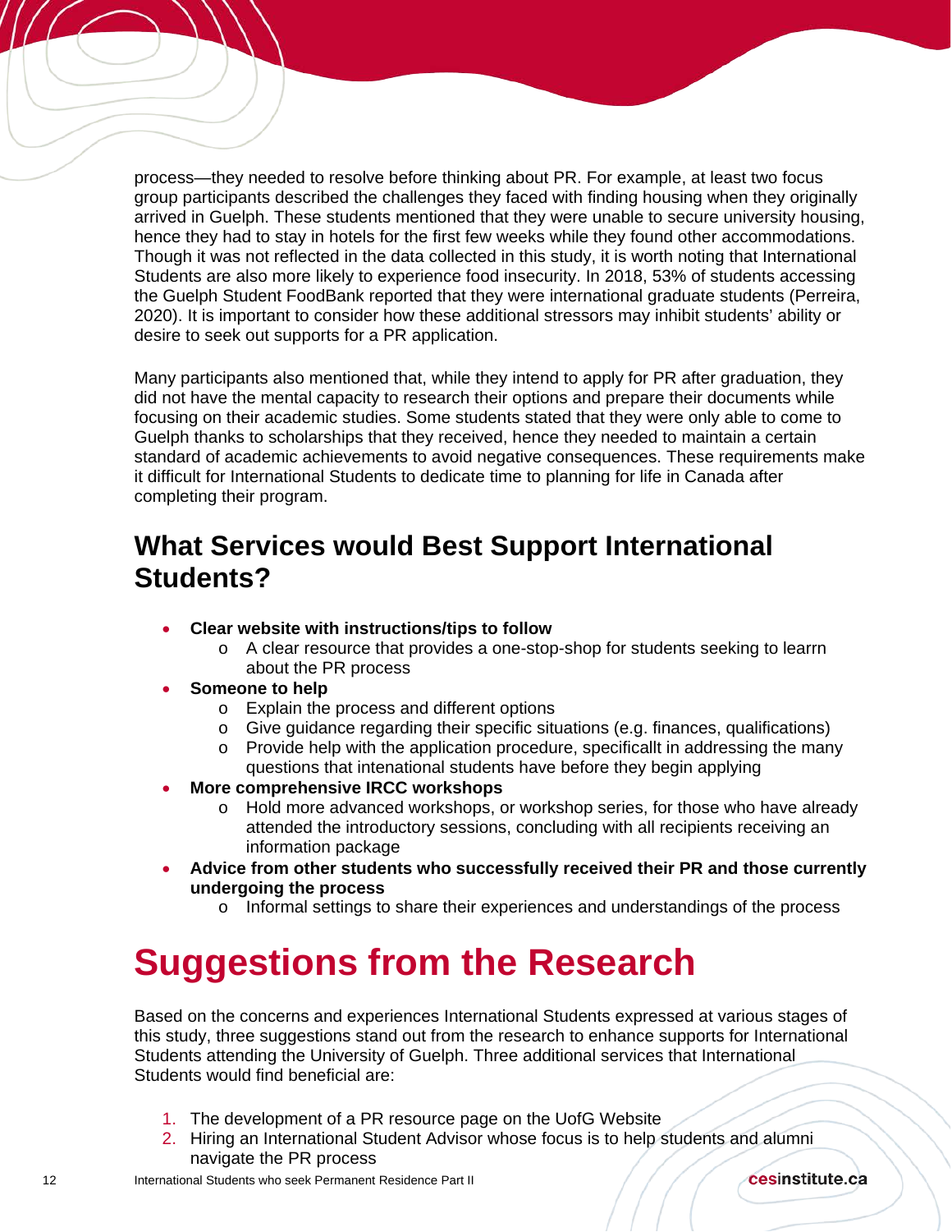process—they needed to resolve before thinking about PR. For example, at least two focus group participants described the challenges they faced with finding housing when they originally arrived in Guelph. These students mentioned that they were unable to secure university housing, hence they had to stay in hotels for the first few weeks while they found other accommodations. Though it was not reflected in the data collected in this study, it is worth noting that International Students are also more likely to experience food insecurity. In 2018, 53% of students accessing the Guelph Student FoodBank reported that they were international graduate students (Perreira, 2020). It is important to consider how these additional stressors may inhibit students' ability or desire to seek out supports for a PR application.

Many participants also mentioned that, while they intend to apply for PR after graduation, they did not have the mental capacity to research their options and prepare their documents while focusing on their academic studies. Some students stated that they were only able to come to Guelph thanks to scholarships that they received, hence they needed to maintain a certain standard of academic achievements to avoid negative consequences. These requirements make it difficult for International Students to dedicate time to planning for life in Canada after completing their program.

## What Services would Best Support International Students?

- **Clear website with instructions/tips to follow**
  - A clear resource that provides a one-stop-shop for students seeking to learrn about the PR process
- **Someone to help**
  - Explain the process and different options
  - Give guidance regarding their specific situations (e.g. finances, qualifications)
  - Provide help with the application procedure, specificallt in addressing the many questions that intenational students have before they begin applying
- **More comprehensive IRCC workshops**
  - Hold more advanced workshops, or workshop series, for those who have already attended the introductory sessions, concluding with all recipients receiving an information package
- **Advice from other students who successfully received their PR and those currently undergoing the process**
  - Informal settings to share their experiences and understandings of the process

# Suggestions from the Research

Based on the concerns and experiences International Students expressed at various stages of this study, three suggestions stand out from the research to enhance supports for International Students attending the University of Guelph. Three additional services that International Students would find beneficial are:

1. The development of a PR resource page on the UofG Website
2. Hiring an International Student Advisor whose focus is to help students and alumni navigate the PR process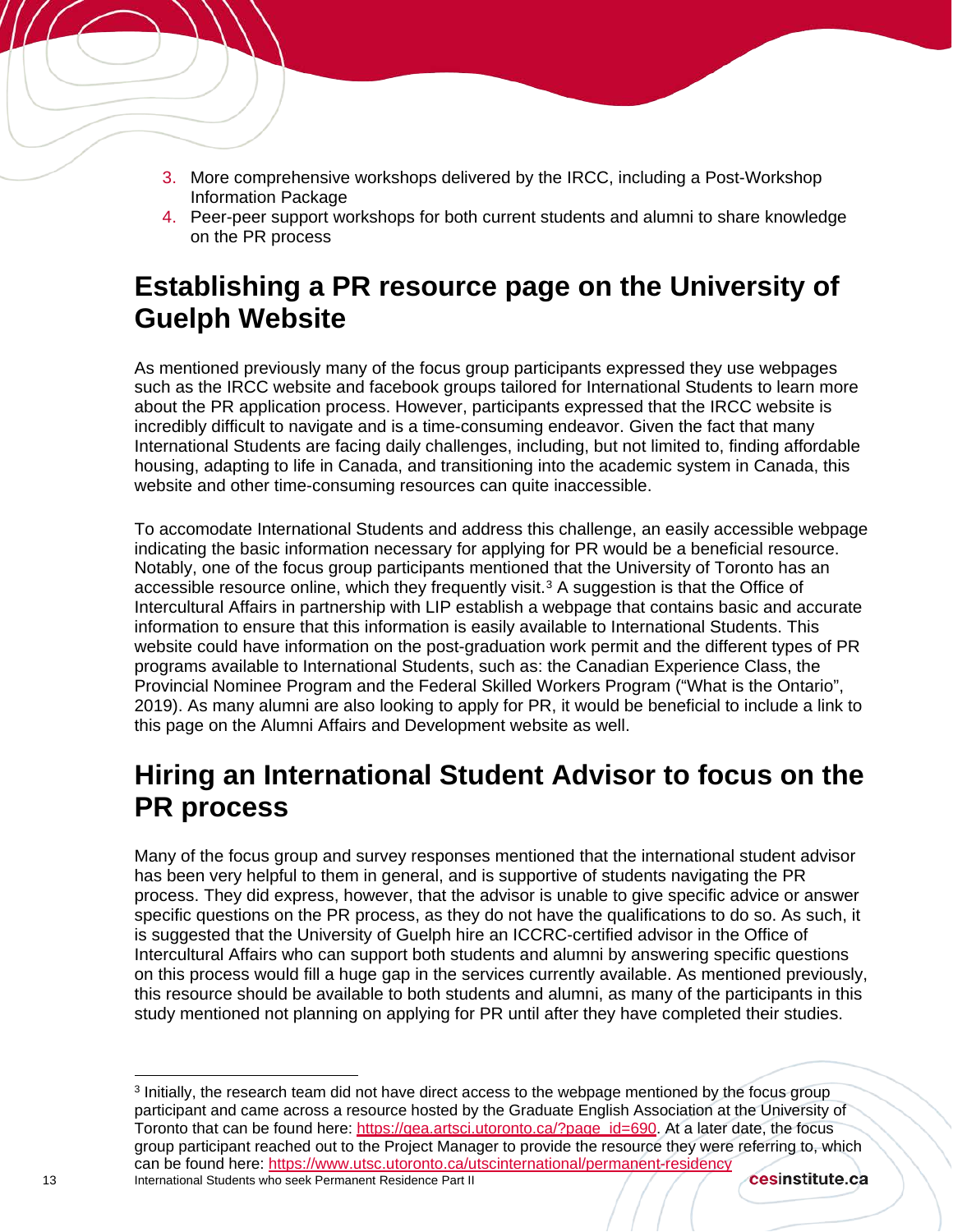3. More comprehensive workshops delivered by the IRCC, including a Post-Workshop Information Package
4. Peer-peer support workshops for both current students and alumni to share knowledge on the PR process

## Establishing a PR resource page on the University of Guelph Website

As mentioned previously many of the focus group participants expressed they use webpages such as the IRCC website and facebook groups tailored for International Students to learn more about the PR application process. However, participants expressed that the IRCC website is incredibly difficult to navigate and is a time-consuming endeavor. Given the fact that many International Students are facing daily challenges, including, but not limited to, finding affordable housing, adapting to life in Canada, and transitioning into the academic system in Canada, this website and other time-consuming resources can quite inaccessible.

To accomodate International Students and address this challenge, an easily accessible webpage indicating the basic information necessary for applying for PR would be a beneficial resource. Notably, one of the focus group participants mentioned that the University of Toronto has an accessible resource online, which they frequently visit.[3] A suggestion is that the Office of Intercultural Affairs in partnership with LIP establish a webpage that contains basic and accurate information to ensure that this information is easily available to International Students. This website could have information on the post-graduation work permit and the different types of PR programs available to International Students, such as: the Canadian Experience Class, the Provincial Nominee Program and the Federal Skilled Workers Program ("What is the Ontario", 2019). As many alumni are also looking to apply for PR, it would be beneficial to include a link to this page on the Alumni Affairs and Development website as well.

## Hiring an International Student Advisor to focus on the PR process

Many of the focus group and survey responses mentioned that the international student advisor has been very helpful to them in general, and is supportive of students navigating the PR process. They did express, however, that the advisor is unable to give specific advice or answer specific questions on the PR process, as they do not have the qualifications to do so. As such, it is suggested that the University of Guelph hire an ICCRC-certified advisor in the Office of Intercultural Affairs who can support both students and alumni by answering specific questions on this process would fill a huge gap in the services currently available. As mentioned previously, this resource should be available to both students and alumni, as many of the participants in this study mentioned not planning on applying for PR until after they have completed their studies.

[3] Initially, the research team did not have direct access to the webpage mentioned by the focus group participant and came across a resource hosted by the Graduate English Association at the University of Toronto that can be found here: https://gea.artsci.utoronto.ca/?page_id=690. At a later date, the focus group participant reached out to the Project Manager to provide the resource they were referring to, which can be found here: https://www.utsc.utoronto.ca/utscinternational/permanent-residency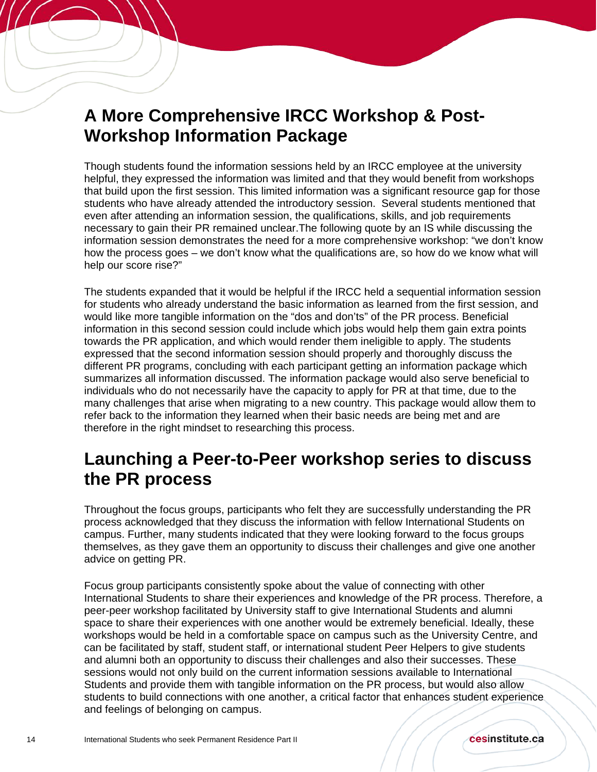## A More Comprehensive IRCC Workshop & Post-Workshop Information Package

Though students found the information sessions held by an IRCC employee at the university helpful, they expressed the information was limited and that they would benefit from workshops that build upon the first session. This limited information was a significant resource gap for those students who have already attended the introductory session. Several students mentioned that even after attending an information session, the qualifications, skills, and job requirements necessary to gain their PR remained unclear.The following quote by an IS while discussing the information session demonstrates the need for a more comprehensive workshop: "we don't know how the process goes – we don't know what the qualifications are, so how do we know what will help our score rise?"

The students expanded that it would be helpful if the IRCC held a sequential information session for students who already understand the basic information as learned from the first session, and would like more tangible information on the "dos and don'ts" of the PR process. Beneficial information in this second session could include which jobs would help them gain extra points towards the PR application, and which would render them ineligible to apply. The students expressed that the second information session should properly and thoroughly discuss the different PR programs, concluding with each participant getting an information package which summarizes all information discussed. The information package would also serve beneficial to individuals who do not necessarily have the capacity to apply for PR at that time, due to the many challenges that arise when migrating to a new country. This package would allow them to refer back to the information they learned when their basic needs are being met and are therefore in the right mindset to researching this process.

## Launching a Peer-to-Peer workshop series to discuss the PR process

Throughout the focus groups, participants who felt they are successfully understanding the PR process acknowledged that they discuss the information with fellow International Students on campus. Further, many students indicated that they were looking forward to the focus groups themselves, as they gave them an opportunity to discuss their challenges and give one another advice on getting PR.

Focus group participants consistently spoke about the value of connecting with other International Students to share their experiences and knowledge of the PR process. Therefore, a peer-peer workshop facilitated by University staff to give International Students and alumni space to share their experiences with one another would be extremely beneficial. Ideally, these workshops would be held in a comfortable space on campus such as the University Centre, and can be facilitated by staff, student staff, or international student Peer Helpers to give students and alumni both an opportunity to discuss their challenges and also their successes. These sessions would not only build on the current information sessions available to International Students and provide them with tangible information on the PR process, but would also allow students to build connections with one another, a critical factor that enhances student experience and feelings of belonging on campus.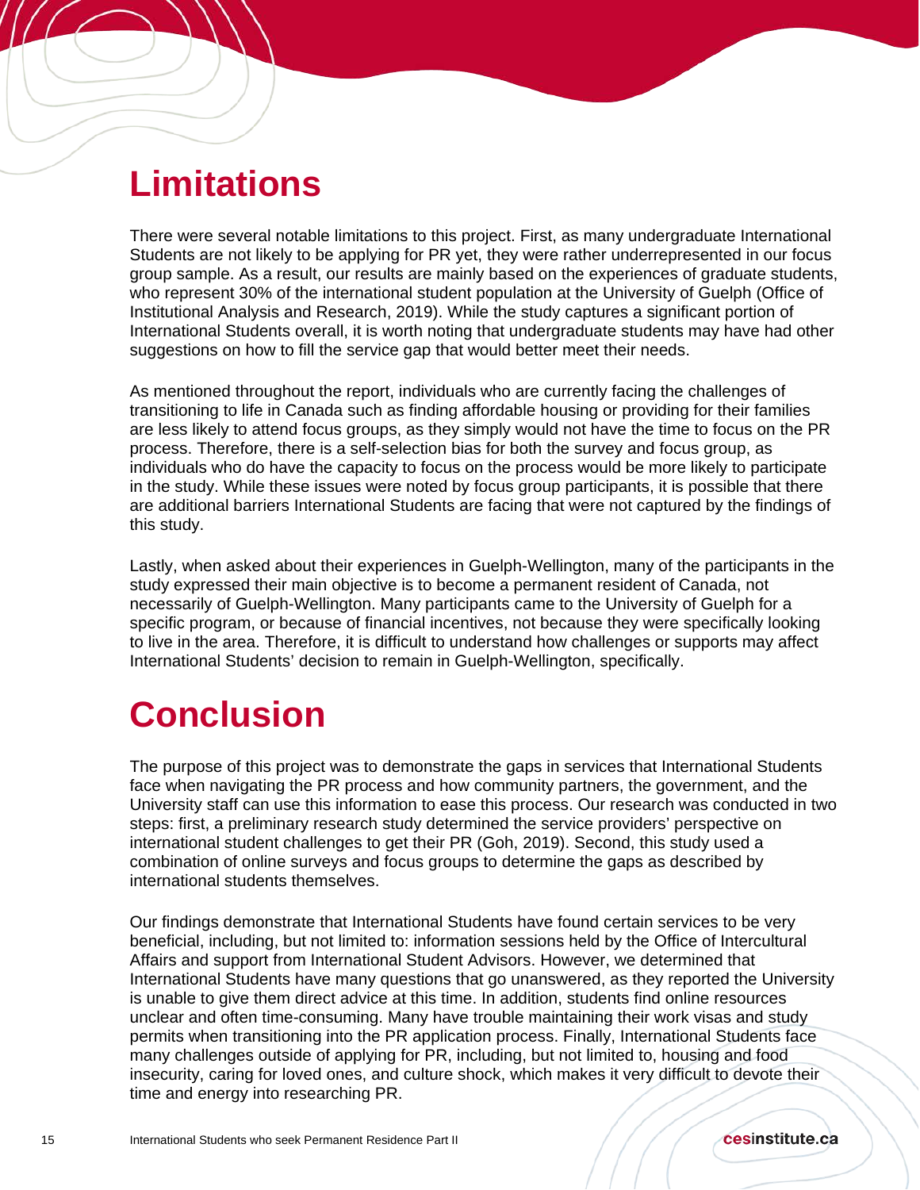# Limitations

There were several notable limitations to this project. First, as many undergraduate International Students are not likely to be applying for PR yet, they were rather underrepresented in our focus group sample. As a result, our results are mainly based on the experiences of graduate students, who represent 30% of the international student population at the University of Guelph (Office of Institutional Analysis and Research, 2019). While the study captures a significant portion of International Students overall, it is worth noting that undergraduate students may have had other suggestions on how to fill the service gap that would better meet their needs.

As mentioned throughout the report, individuals who are currently facing the challenges of transitioning to life in Canada such as finding affordable housing or providing for their families are less likely to attend focus groups, as they simply would not have the time to focus on the PR process. Therefore, there is a self-selection bias for both the survey and focus group, as individuals who do have the capacity to focus on the process would be more likely to participate in the study. While these issues were noted by focus group participants, it is possible that there are additional barriers International Students are facing that were not captured by the findings of this study.

Lastly, when asked about their experiences in Guelph-Wellington, many of the participants in the study expressed their main objective is to become a permanent resident of Canada, not necessarily of Guelph-Wellington. Many participants came to the University of Guelph for a specific program, or because of financial incentives, not because they were specifically looking to live in the area. Therefore, it is difficult to understand how challenges or supports may affect International Students' decision to remain in Guelph-Wellington, specifically.

# Conclusion

The purpose of this project was to demonstrate the gaps in services that International Students face when navigating the PR process and how community partners, the government, and the University staff can use this information to ease this process. Our research was conducted in two steps: first, a preliminary research study determined the service providers' perspective on international student challenges to get their PR (Goh, 2019). Second, this study used a combination of online surveys and focus groups to determine the gaps as described by international students themselves.

Our findings demonstrate that International Students have found certain services to be very beneficial, including, but not limited to: information sessions held by the Office of Intercultural Affairs and support from International Student Advisors. However, we determined that International Students have many questions that go unanswered, as they reported the University is unable to give them direct advice at this time. In addition, students find online resources unclear and often time-consuming. Many have trouble maintaining their work visas and study permits when transitioning into the PR application process. Finally, International Students face many challenges outside of applying for PR, including, but not limited to, housing and food insecurity, caring for loved ones, and culture shock, which makes it very difficult to devote their time and energy into researching PR.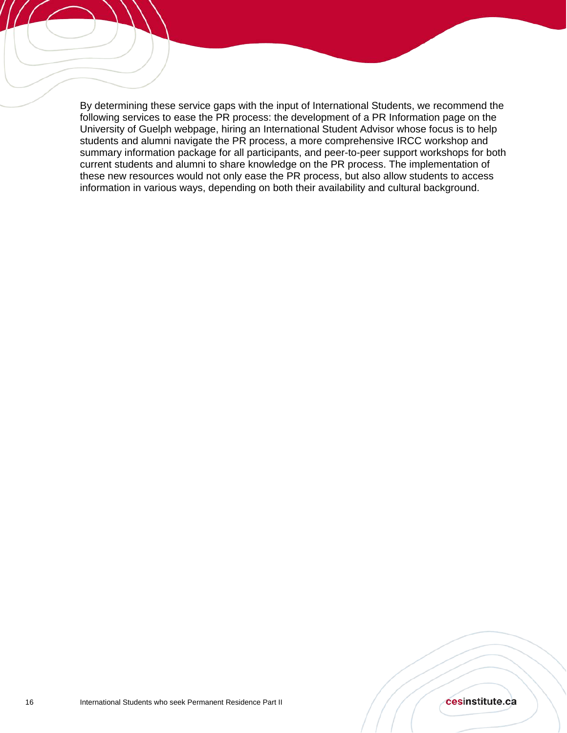By determining these service gaps with the input of International Students, we recommend the following services to ease the PR process: the development of a PR Information page on the University of Guelph webpage, hiring an International Student Advisor whose focus is to help students and alumni navigate the PR process, a more comprehensive IRCC workshop and summary information package for all participants, and peer-to-peer support workshops for both current students and alumni to share knowledge on the PR process. The implementation of these new resources would not only ease the PR process, but also allow students to access information in various ways, depending on both their availability and cultural background.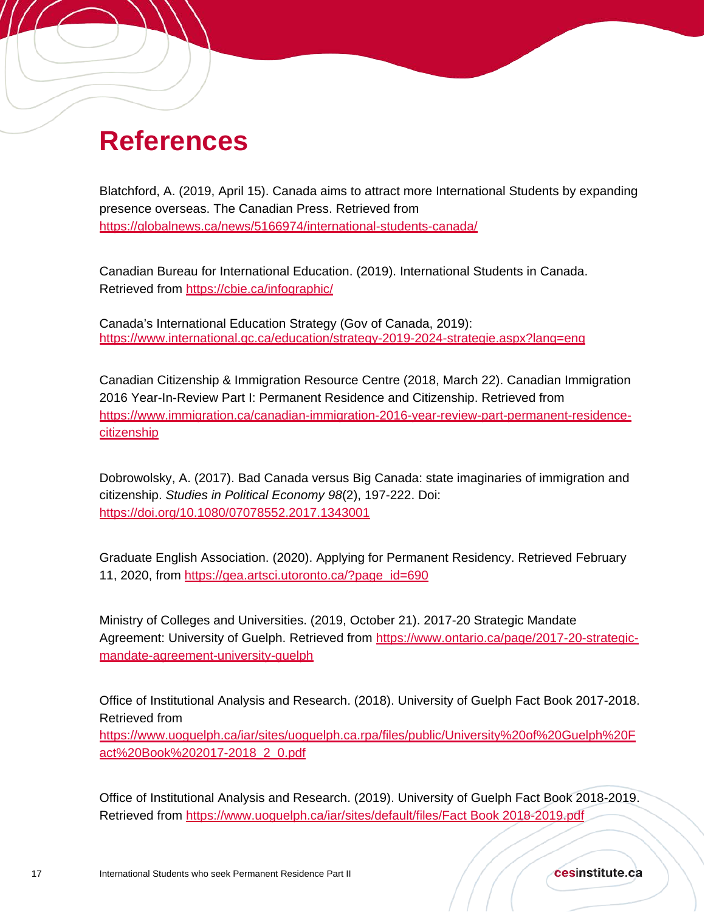# References

Blatchford, A. (2019, April 15). Canada aims to attract more International Students by expanding presence overseas. The Canadian Press. Retrieved from https://globalnews.ca/news/5166974/international-students-canada/

Canadian Bureau for International Education. (2019). International Students in Canada. Retrieved from https://cbie.ca/infographic/

Canada's International Education Strategy (Gov of Canada, 2019): https://www.international.gc.ca/education/strategy-2019-2024-strategie.aspx?lang=eng

Canadian Citizenship & Immigration Resource Centre (2018, March 22). Canadian Immigration 2016 Year-In-Review Part I: Permanent Residence and Citizenship. Retrieved from https://www.immigration.ca/canadian-immigration-2016-year-review-part-permanent-residence-citizenship

Dobrowolsky, A. (2017). Bad Canada versus Big Canada: state imaginaries of immigration and citizenship. *Studies in Political Economy 98*(2), 197-222. Doi: https://doi.org/10.1080/07078552.2017.1343001

Graduate English Association. (2020). Applying for Permanent Residency. Retrieved February 11, 2020, from https://gea.artsci.utoronto.ca/?page_id=690

Ministry of Colleges and Universities. (2019, October 21). 2017-20 Strategic Mandate Agreement: University of Guelph. Retrieved from https://www.ontario.ca/page/2017-20-strategic-mandate-agreement-university-guelph

Office of Institutional Analysis and Research. (2018). University of Guelph Fact Book 2017-2018. Retrieved from https://www.uoguelph.ca/iar/sites/uoguelph.ca.rpa/files/public/University%20of%20Guelph%20Fact%20Book%202017-2018_2_0.pdf

Office of Institutional Analysis and Research. (2019). University of Guelph Fact Book 2018-2019. Retrieved from https://www.uoguelph.ca/iar/sites/default/files/Fact Book 2018-2019.pdf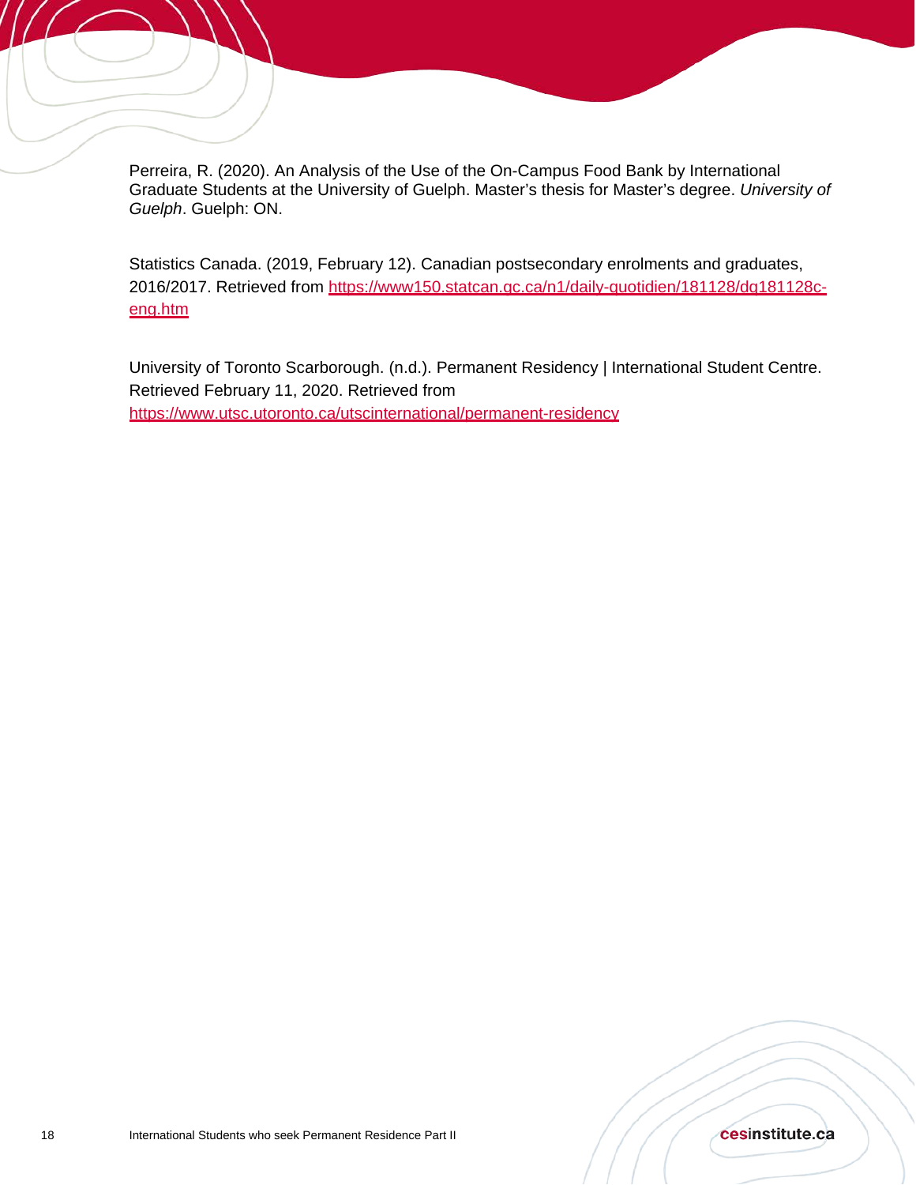Perreira, R. (2020). An Analysis of the Use of the On-Campus Food Bank by International Graduate Students at the University of Guelph. Master's thesis for Master's degree. *University of Guelph*. Guelph: ON.

Statistics Canada. (2019, February 12). Canadian postsecondary enrolments and graduates, 2016/2017. Retrieved from https://www150.statcan.gc.ca/n1/daily-quotidien/181128/dq181128c-eng.htm

University of Toronto Scarborough. (n.d.). Permanent Residency | International Student Centre. Retrieved February 11, 2020. Retrieved from https://www.utsc.utoronto.ca/utscinternational/permanent-residency